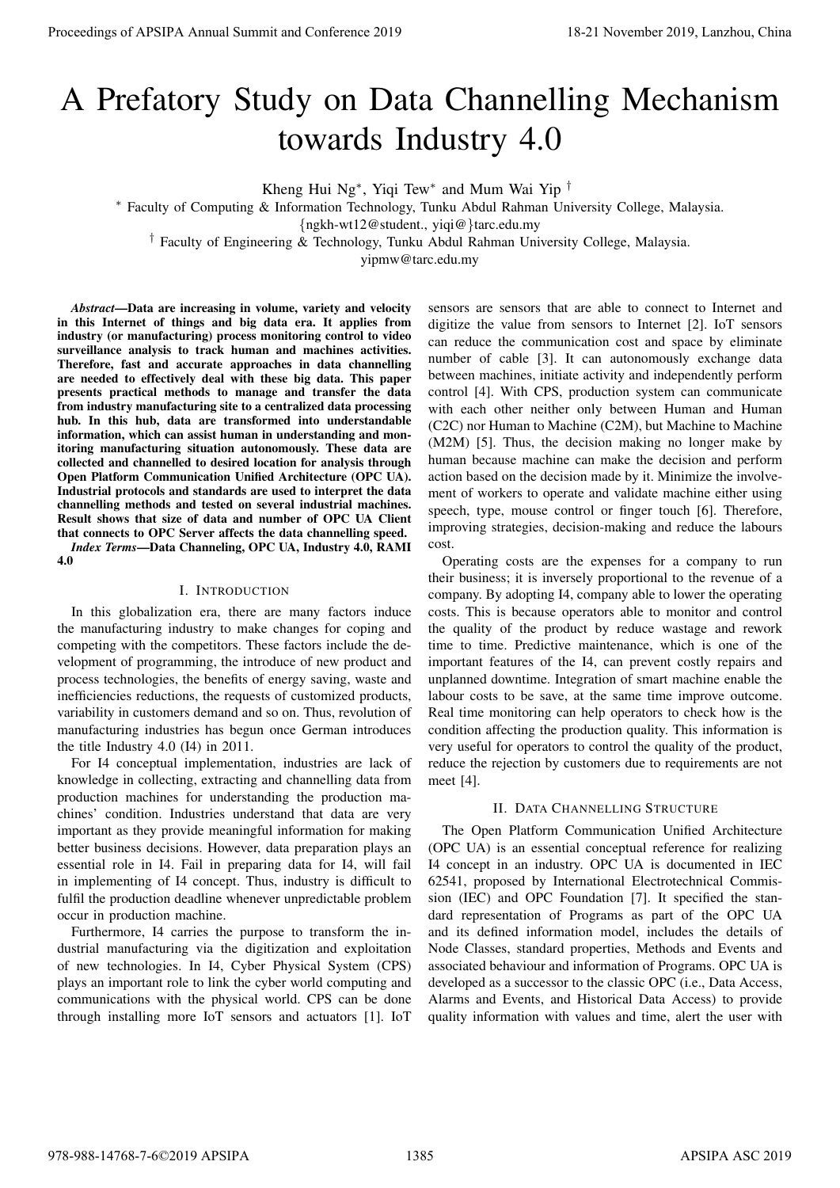# A Prefatory Study on Data Channelling Mechanism towards Industry 4.0

Kheng Hui Ng*, Yiqi Tew* and Mum Wai Yip †

* Faculty of Computing & Information Technology, Tunku Abdul Rahman University College, Malaysia.
{ngkh-wt12@student., yiqi@}tarc.edu.my

† Faculty of Engineering & Technology, Tunku Abdul Rahman University College, Malaysia.
yipmw@tarc.edu.my

***Abstract*—Data are increasing in volume, variety and velocity in this Internet of things and big data era. It applies from industry (or manufacturing) process monitoring control to video surveillance analysis to track human and machines activities. Therefore, fast and accurate approaches in data channelling are needed to effectively deal with these big data. This paper presents practical methods to manage and transfer the data from industry manufacturing site to a centralized data processing hub. In this hub, data are transformed into understandable information, which can assist human in understanding and monitoring manufacturing situation autonomously. These data are collected and channelled to desired location for analysis through Open Platform Communication Unified Architecture (OPC UA). Industrial protocols and standards are used to interpret the data channelling methods and tested on several industrial machines. Result shows that size of data and number of OPC UA Client that connects to OPC Server affects the data channelling speed.**

***Index Terms*—Data Channeling, OPC UA, Industry 4.0, RAMI 4.0**

## I. Introduction

In this globalization era, there are many factors induce the manufacturing industry to make changes for coping and competing with the competitors. These factors include the development of programming, the introduce of new product and process technologies, the benefits of energy saving, waste and inefficiencies reductions, the requests of customized products, variability in customers demand and so on. Thus, revolution of manufacturing industries has begun once German introduces the title Industry 4.0 (I4) in 2011.

For I4 conceptual implementation, industries are lack of knowledge in collecting, extracting and channelling data from production machines for understanding the production machines' condition. Industries understand that data are very important as they provide meaningful information for making better business decisions. However, data preparation plays an essential role in I4. Fail in preparing data for I4, will fail in implementing of I4 concept. Thus, industry is difficult to fulfil the production deadline whenever unpredictable problem occur in production machine.

Furthermore, I4 carries the purpose to transform the industrial manufacturing via the digitization and exploitation of new technologies. In I4, Cyber Physical System (CPS) plays an important role to link the cyber world computing and communications with the physical world. CPS can be done through installing more IoT sensors and actuators [1]. IoT sensors are sensors that are able to connect to Internet and digitize the value from sensors to Internet [2]. IoT sensors can reduce the communication cost and space by eliminate number of cable [3]. It can autonomously exchange data between machines, initiate activity and independently perform control [4]. With CPS, production system can communicate with each other neither only between Human and Human (C2C) nor Human to Machine (C2M), but Machine to Machine (M2M) [5]. Thus, the decision making no longer make by human because machine can make the decision and perform action based on the decision made by it. Minimize the involvement of workers to operate and validate machine either using speech, type, mouse control or finger touch [6]. Therefore, improving strategies, decision-making and reduce the labours cost.

Operating costs are the expenses for a company to run their business; it is inversely proportional to the revenue of a company. By adopting I4, company able to lower the operating costs. This is because operators able to monitor and control the quality of the product by reduce wastage and rework time to time. Predictive maintenance, which is one of the important features of the I4, can prevent costly repairs and unplanned downtime. Integration of smart machine enable the labour costs to be save, at the same time improve outcome. Real time monitoring can help operators to check how is the condition affecting the production quality. This information is very useful for operators to control the quality of the product, reduce the rejection by customers due to requirements are not meet [4].

## II. Data Channelling Structure

The Open Platform Communication Unified Architecture (OPC UA) is an essential conceptual reference for realizing I4 concept in an industry. OPC UA is documented in IEC 62541, proposed by International Electrotechnical Commission (IEC) and OPC Foundation [7]. It specified the standard representation of Programs as part of the OPC UA and its defined information model, includes the details of Node Classes, standard properties, Methods and Events and associated behaviour and information of Programs. OPC UA is developed as a successor to the classic OPC (i.e., Data Access, Alarms and Events, and Historical Data Access) to provide quality information with values and time, alert the user with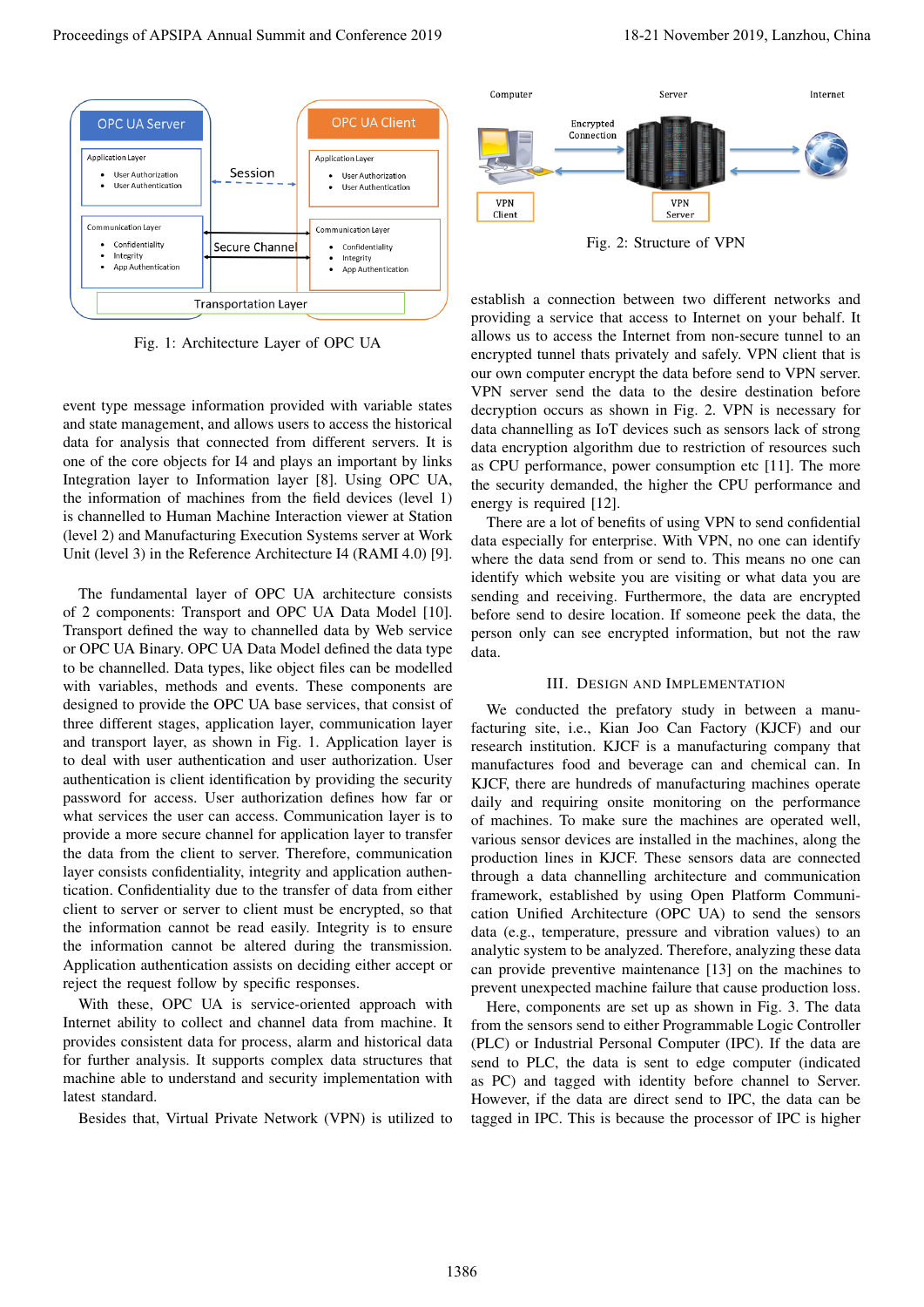Fig. 1: Architecture Layer of OPC UA

event type message information provided with variable states and state management, and allows users to access the historical data for analysis that connected from different servers. It is one of the core objects for I4 and plays an important by links Integration layer to Information layer [8]. Using OPC UA, the information of machines from the field devices (level 1) is channelled to Human Machine Interaction viewer at Station (level 2) and Manufacturing Execution Systems server at Work Unit (level 3) in the Reference Architecture I4 (RAMI 4.0) [9].

The fundamental layer of OPC UA architecture consists of 2 components: Transport and OPC UA Data Model [10]. Transport defined the way to channelled data by Web service or OPC UA Binary. OPC UA Data Model defined the data type to be channelled. Data types, like object files can be modelled with variables, methods and events. These components are designed to provide the OPC UA base services, that consist of three different stages, application layer, communication layer and transport layer, as shown in Fig. 1. Application layer is to deal with user authentication and user authorization. User authentication is client identification by providing the security password for access. User authorization defines how far or what services the user can access. Communication layer is to provide a more secure channel for application layer to transfer the data from the client to server. Therefore, communication layer consists confidentiality, integrity and application authentication. Confidentiality due to the transfer of data from either client to server or server to client must be encrypted, so that the information cannot be read easily. Integrity is to ensure the information cannot be altered during the transmission. Application authentication assists on deciding either accept or reject the request follow by specific responses.

With these, OPC UA is service-oriented approach with Internet ability to collect and channel data from machine. It provides consistent data for process, alarm and historical data for further analysis. It supports complex data structures that machine able to understand and security implementation with latest standard.

Besides that, Virtual Private Network (VPN) is utilized to establish a connection between two different networks and providing a service that access to Internet on your behalf. It allows us to access the Internet from non-secure tunnel to an encrypted tunnel thats privately and safely. VPN client that is our own computer encrypt the data before send to VPN server. VPN server send the data to the desire destination before decryption occurs as shown in Fig. 2. VPN is necessary for data channelling as IoT devices such as sensors lack of strong data encryption algorithm due to restriction of resources such as CPU performance, power consumption etc [11]. The more the security demanded, the higher the CPU performance and energy is required [12].

Fig. 2: Structure of VPN

There are a lot of benefits of using VPN to send confidential data especially for enterprise. With VPN, no one can identify where the data send from or send to. This means no one can identify which website you are visiting or what data you are sending and receiving. Furthermore, the data are encrypted before send to desire location. If someone peek the data, the person only can see encrypted information, but not the raw data.

## III. Design and Implementation

We conducted the prefatory study in between a manufacturing site, i.e., Kian Joo Can Factory (KJCF) and our research institution. KJCF is a manufacturing company that manufactures food and beverage can and chemical can. In KJCF, there are hundreds of manufacturing machines operate daily and requiring onsite monitoring on the performance of machines. To make sure the machines are operated well, various sensor devices are installed in the machines, along the production lines in KJCF. These sensors data are connected through a data channelling architecture and communication framework, established by using Open Platform Communication Unified Architecture (OPC UA) to send the sensors data (e.g., temperature, pressure and vibration values) to an analytic system to be analyzed. Therefore, analyzing these data can provide preventive maintenance [13] on the machines to prevent unexpected machine failure that cause production loss.

Here, components are set up as shown in Fig. 3. The data from the sensors send to either Programmable Logic Controller (PLC) or Industrial Personal Computer (IPC). If the data are send to PLC, the data is sent to edge computer (indicated as PC) and tagged with identity before channel to Server. However, if the data are direct send to IPC, the data can be tagged in IPC. This is because the processor of IPC is higher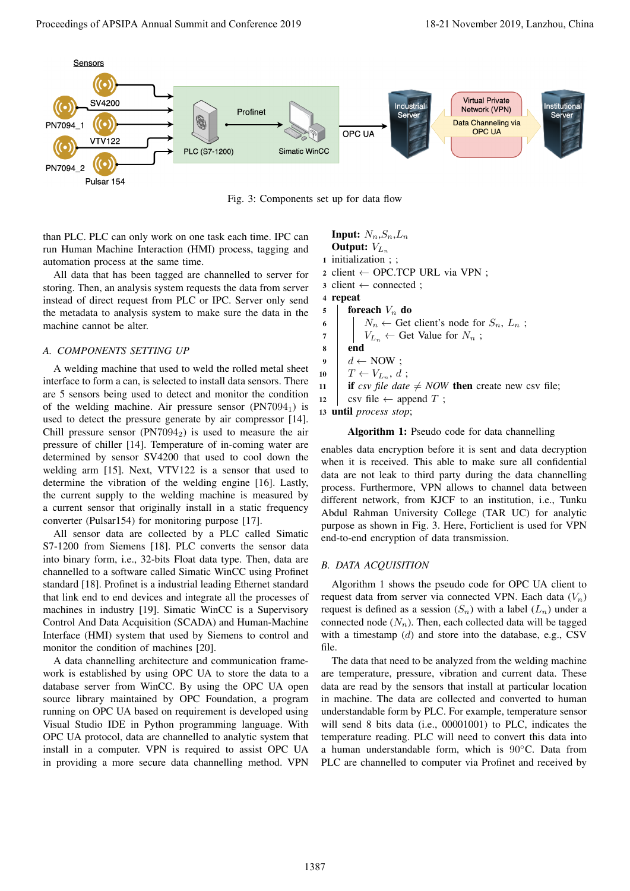Fig. 3: Components set up for data flow

than PLC. PLC can only work on one task each time. IPC can run Human Machine Interaction (HMI) process, tagging and automation process at the same time.

All data that has been tagged are channelled to server for storing. Then, an analysis system requests the data from server instead of direct request from PLC or IPC. Server only send the metadata to analysis system to make sure the data in the machine cannot be alter.

### A. COMPONENTS SETTING UP

A welding machine that used to weld the rolled metal sheet interface to form a can, is selected to install data sensors. There are 5 sensors being used to detect and monitor the condition of the welding machine. Air pressure sensor ($PN7094_1$) is used to detect the pressure generate by air compressor [14]. Chill pressure sensor ($PN7094_2$) is used to measure the air pressure of chiller [14]. Temperature of in-coming water are determined by sensor SV4200 that used to cool down the welding arm [15]. Next, VTV122 is a sensor that used to determine the vibration of the welding engine [16]. Lastly, the current supply to the welding machine is measured by a current sensor that originally install in a static frequency converter (Pulsar154) for monitoring purpose [17].

All sensor data are collected by a PLC called Simatic S7-1200 from Siemens [18]. PLC converts the sensor data into binary form, i.e., 32-bits Float data type. Then, data are channelled to a software called Simatic WinCC using Profinet standard [18]. Profinet is a industrial leading Ethernet standard that link end to end devices and integrate all the processes of machines in industry [19]. Simatic WinCC is a Supervisory Control And Data Acquisition (SCADA) and Human-Machine Interface (HMI) system that used by Siemens to control and monitor the condition of machines [20].

A data channelling architecture and communication framework is established by using OPC UA to store the data to a database server from WinCC. By using the OPC UA open source library maintained by OPC Foundation, a program running on OPC UA based on requirement is developed using Visual Studio IDE in Python programming language. With OPC UA protocol, data are channelled to analytic system that install in a computer. VPN is required to assist OPC UA in providing a more secure data channelling method. VPN enables data encryption before it is sent and data decryption when it is received. This able to make sure all confidential data are not leak to third party during the data channelling process. Furthermore, VPN allows to channel data between different network, from KJCF to an institution, i.e., Tunku Abdul Rahman University College (TAR UC) for analytic purpose as shown in Fig. 3. Here, Forticlient is used for VPN end-to-end encryption of data transmission.

```
Input: N_n, S_n, L_n
Output: V_{L_n}
1  initialization ; ;
2  client ← OPC.TCP URL via VPN ;
3  client ← connected ;
4  repeat
5      foreach V_n do
6          N_n ← Get client's node for S_n, L_n ;
7          V_{L_n} ← Get Value for N_n ;
8      end
9      d ← NOW ;
10     T ← V_{L_n}, d ;
11     if csv file date ≠ NOW then create new csv file;
12     csv file ← append T ;
13 until process stop;
```

**Algorithm 1:** Pseudo code for data channelling

### B. DATA ACQUISITION

Algorithm 1 shows the pseudo code for OPC UA client to request data from server via connected VPN. Each data ($V_n$) request is defined as a session ($S_n$) with a label ($L_n$) under a connected node ($N_n$). Then, each collected data will be tagged with a timestamp ($d$) and store into the database, e.g., CSV file.

The data that need to be analyzed from the welding machine are temperature, pressure, vibration and current data. These data are read by the sensors that install at particular location in machine. The data are collected and converted to human understandable form by PLC. For example, temperature sensor will send 8 bits data (i.e., 00001001) to PLC, indicates the temperature reading. PLC will need to convert this data into a human understandable form, which is $90°C$. Data from PLC are channelled to computer via Profinet and received by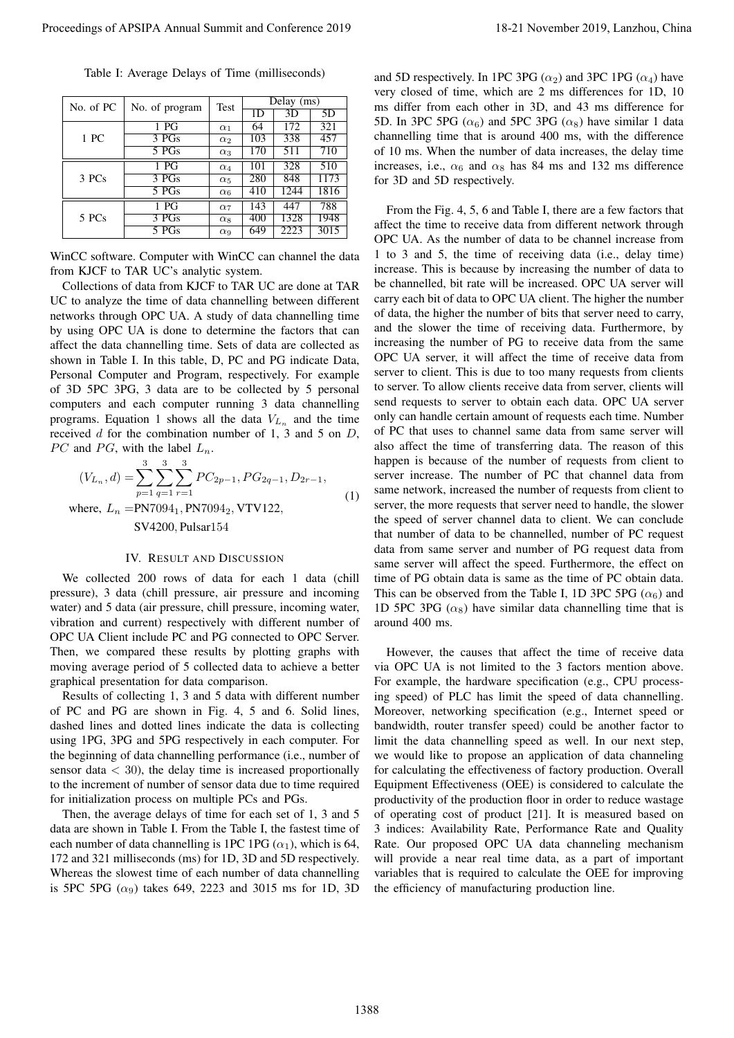Table I: Average Delays of Time (milliseconds)

| No. of PC | No. of program | Test | Delay (ms) | | |
|---|---|---|---|---|---|
| | | | 1D | 3D | 5D |
| 1 PC | 1 PG | $\alpha_1$ | 64 | 172 | 321 |
| | 3 PGs | $\alpha_2$ | 103 | 338 | 457 |
| | 5 PGs | $\alpha_3$ | 170 | 511 | 710 |
| 3 PCs | 1 PG | $\alpha_4$ | 101 | 328 | 510 |
| | 3 PGs | $\alpha_5$ | 280 | 848 | 1173 |
| | 5 PGs | $\alpha_6$ | 410 | 1244 | 1816 |
| 5 PCs | 1 PG | $\alpha_7$ | 143 | 447 | 788 |
| | 3 PGs | $\alpha_8$ | 400 | 1328 | 1948 |
| | 5 PGs | $\alpha_9$ | 649 | 2223 | 3015 |

WinCC software. Computer with WinCC can channel the data from KJCF to TAR UC's analytic system.

Collections of data from KJCF to TAR UC are done at TAR UC to analyze the time of data channelling between different networks through OPC UA. A study of data channelling time by using OPC UA is done to determine the factors that can affect the data channelling time. Sets of data are collected as shown in Table I. In this table, D, PC and PG indicate Data, Personal Computer and Program, respectively. For example of 3D 5PC 3PG, 3 data are to be collected by 5 personal computers and each computer running 3 data channelling programs. Equation 1 shows all the data $V_{L_n}$ and the time received $d$ for the combination number of 1, 3 and 5 on $D$, $PC$ and $PG$, with the label $L_n$.

$$
\begin{aligned}
(V_{L_n}, d) &= \sum_{p=1}^{3}\sum_{q=1}^{3}\sum_{r=1}^{3} PC_{2p-1}, PG_{2q-1}, D_{2r-1}, \\
\text{where, } L_n &= \text{PN7094}_1, \text{PN7094}_2, \text{VTV122}, \\
&\quad \text{SV4200}, \text{Pulsar154}
\end{aligned}
\tag{1}
$$

## IV. Result and Discussion

We collected 200 rows of data for each 1 data (chill pressure), 3 data (chill pressure, air pressure and incoming water) and 5 data (air pressure, chill pressure, incoming water, vibration and current) respectively with different number of OPC UA Client include PC and PG connected to OPC Server. Then, we compared these results by plotting graphs with moving average period of 5 collected data to achieve a better graphical presentation for data comparison.

Results of collecting 1, 3 and 5 data with different number of PC and PG are shown in Fig. 4, 5 and 6. Solid lines, dashed lines and dotted lines indicate the data is collecting using 1PG, 3PG and 5PG respectively in each computer. For the beginning of data channelling performance (i.e., number of sensor data $< 30$), the delay time is increased proportionally to the increment of number of sensor data due to time required for initialization process on multiple PCs and PGs.

Then, the average delays of time for each set of 1, 3 and 5 data are shown in Table I. From the Table I, the fastest time of each number of data channelling is 1PC 1PG ($\alpha_1$), which is 64, 172 and 321 milliseconds (ms) for 1D, 3D and 5D respectively. Whereas the slowest time of each number of data channelling is 5PC 5PG ($\alpha_9$) takes 649, 2223 and 3015 ms for 1D, 3D and 5D respectively. In 1PC 3PG ($\alpha_2$) and 3PC 1PG ($\alpha_4$) have very closed of time, which are 2 ms differences for 1D, 10 ms differ from each other in 3D, and 43 ms difference for 5D. In 3PC 5PG ($\alpha_6$) and 5PC 3PG ($\alpha_8$) have similar 1 data channelling time that is around 400 ms, with the difference of 10 ms. When the number of data increases, the delay time increases, i.e., $\alpha_6$ and $\alpha_8$ has 84 ms and 132 ms difference for 3D and 5D respectively.

From the Fig. 4, 5, 6 and Table I, there are a few factors that affect the time to receive data from different network through OPC UA. As the number of data to be channel increase from 1 to 3 and 5, the time of receiving data (i.e., delay time) increase. This is because by increasing the number of data to be channelled, bit rate will be increased. OPC UA server will carry each bit of data to OPC UA client. The higher the number of data, the higher the number of bits that server need to carry, and the slower the time of receiving data. Furthermore, by increasing the number of PG to receive data from the same OPC UA server, it will affect the time of receive data from server to client. This is due to too many requests from clients to server. To allow clients receive data from server, clients will send requests to server to obtain each data. OPC UA server only can handle certain amount of requests each time. Number of PC that uses to channel same data from same server will also affect the time of transferring data. The reason of this happen is because of the number of requests from client to server increase. The number of PC that channel data from same network, increased the number of requests from client to server, the more requests that server need to handle, the slower the speed of server channel data to client. We can conclude that number of data to be channelled, number of PC request data from same server and number of PG request data from same server will affect the speed. Furthermore, the effect on time of PG obtain data is same as the time of PC obtain data. This can be observed from the Table I, 1D 3PC 5PG ($\alpha_6$) and 1D 5PC 3PG ($\alpha_8$) have similar data channelling time that is around 400 ms.

However, the causes that affect the time of receive data via OPC UA is not limited to the 3 factors mention above. For example, the hardware specification (e.g., CPU processing speed) of PLC has limit the speed of data channelling. Moreover, networking specification (e.g., Internet speed or bandwidth, router transfer speed) could be another factor to limit the data channelling speed as well. In our next step, we would like to propose an application of data channeling for calculating the effectiveness of factory production. Overall Equipment Effectiveness (OEE) is considered to calculate the productivity of the production floor in order to reduce wastage of operating cost of product [21]. It is measured based on 3 indices: Availability Rate, Performance Rate and Quality Rate. Our proposed OPC UA data channeling mechanism will provide a near real time data, as a part of important variables that is required to calculate the OEE for improving the efficiency of manufacturing production line.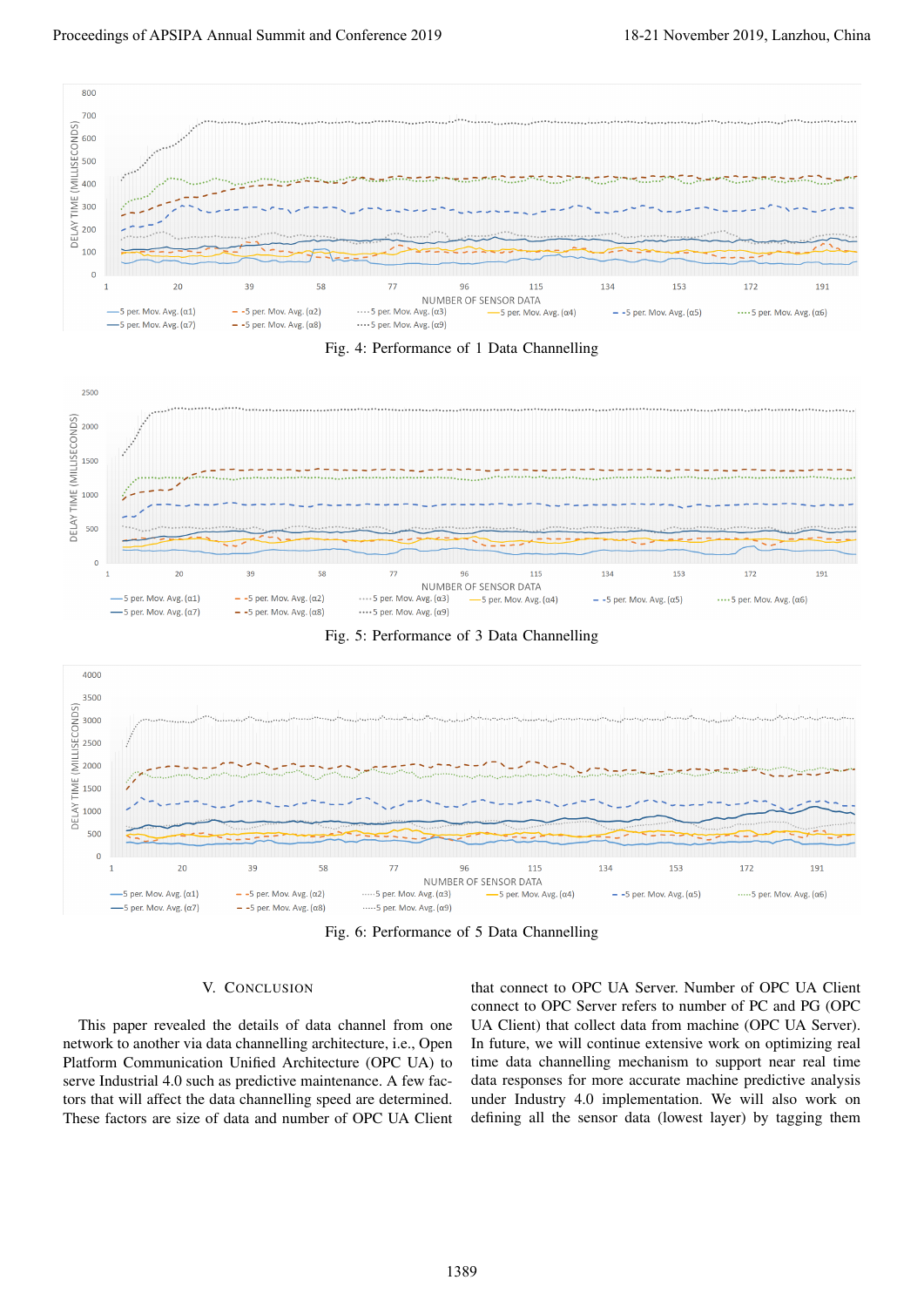Fig. 4: Performance of 1 Data Channelling

Fig. 5: Performance of 3 Data Channelling

Fig. 6: Performance of 5 Data Channelling

## V. Conclusion

This paper revealed the details of data channel from one network to another via data channelling architecture, i.e., Open Platform Communication Unified Architecture (OPC UA) to serve Industrial 4.0 such as predictive maintenance. A few factors that will affect the data channelling speed are determined. These factors are size of data and number of OPC UA Client that connect to OPC UA Server. Number of OPC UA Client connect to OPC Server refers to number of PC and PG (OPC UA Client) that collect data from machine (OPC UA Server). In future, we will continue extensive work on optimizing real time data channelling mechanism to support near real time data responses for more accurate machine predictive analysis under Industry 4.0 implementation. We will also work on defining all the sensor data (lowest layer) by tagging them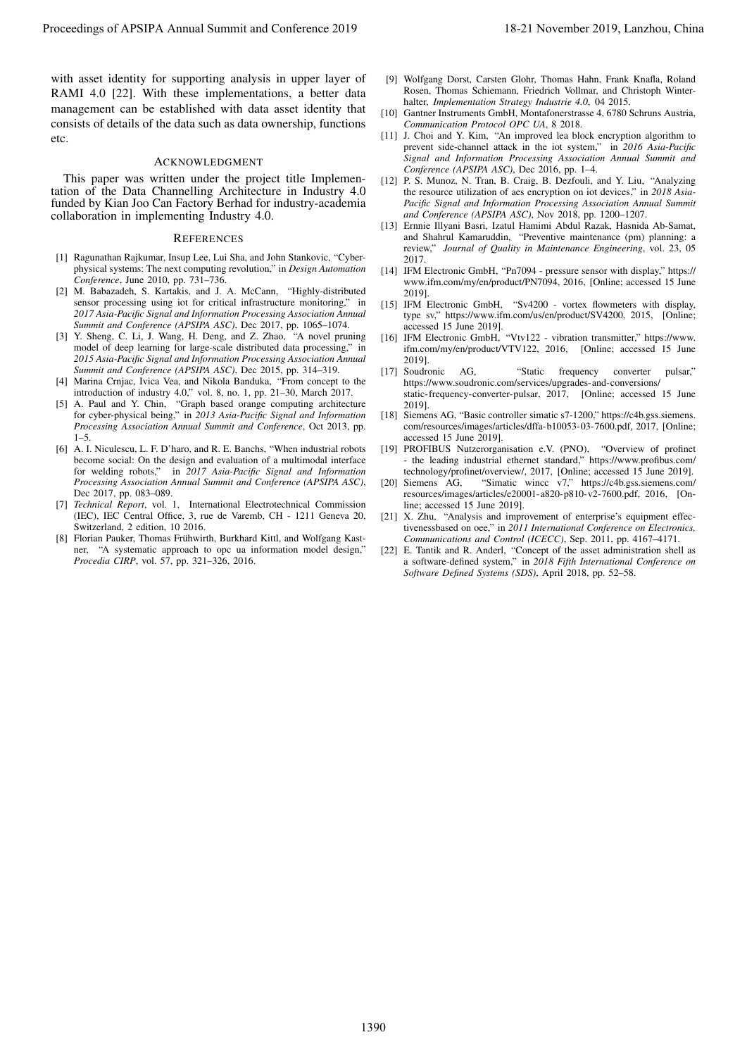with asset identity for supporting analysis in upper layer of RAMI 4.0 [22]. With these implementations, a better data management can be established with data asset identity that consists of details of the data such as data ownership, functions etc.

## Acknowledgment

This paper was written under the project title Implementation of the Data Channelling Architecture in Industry 4.0 funded by Kian Joo Can Factory Berhad for industry-academia collaboration in implementing Industry 4.0.

## References

[1] Ragunathan Rajkumar, Insup Lee, Lui Sha, and John Stankovic, "Cyber-physical systems: The next computing revolution," in *Design Automation Conference*, June 2010, pp. 731–736.

[2] M. Babazadeh, S. Kartakis, and J. A. McCann, "Highly-distributed sensor processing using iot for critical infrastructure monitoring," in *2017 Asia-Pacific Signal and Information Processing Association Annual Summit and Conference (APSIPA ASC)*, Dec 2017, pp. 1065–1074.

[3] Y. Sheng, C. Li, J. Wang, H. Deng, and Z. Zhao, "A novel pruning model of deep learning for large-scale distributed data processing," in *2015 Asia-Pacific Signal and Information Processing Association Annual Summit and Conference (APSIPA ASC)*, Dec 2015, pp. 314–319.

[4] Marina Crnjac, Ivica Vea, and Nikola Banduka, "From concept to the introduction of industry 4.0," vol. 8, no. 1, pp. 21–30, March 2017.

[5] A. Paul and Y. Chin, "Graph based orange computing architecture for cyber-physical being," in *2013 Asia-Pacific Signal and Information Processing Association Annual Summit and Conference*, Oct 2013, pp. 1–5.

[6] A. I. Niculescu, L. F. D'haro, and R. E. Banchs, "When industrial robots become social: On the design and evaluation of a multimodal interface for welding robots," in *2017 Asia-Pacific Signal and Information Processing Association Annual Summit and Conference (APSIPA ASC)*, Dec 2017, pp. 083–089.

[7] *Technical Report*, vol. 1, International Electrotechnical Commission (IEC), IEC Central Office, 3, rue de Varemb, CH - 1211 Geneva 20, Switzerland, 2 edition, 10 2016.

[8] Florian Pauker, Thomas Frühwirth, Burkhard Kittl, and Wolfgang Kastner, "A systematic approach to opc ua information model design," *Procedia CIRP*, vol. 57, pp. 321–326, 2016.

[9] Wolfgang Dorst, Carsten Glohr, Thomas Hahn, Frank Knafla, Roland Rosen, Thomas Schiemann, Friedrich Vollmar, and Christoph Winterhalter, *Implementation Strategy Industrie 4.0*, 04 2015.

[10] Gantner Instruments GmbH, Montafonerstrasse 4, 6780 Schruns Austria, *Communication Protocol OPC UA*, 8 2018.

[11] J. Choi and Y. Kim, "An improved lea block encryption algorithm to prevent side-channel attack in the iot system," in *2016 Asia-Pacific Signal and Information Processing Association Annual Summit and Conference (APSIPA ASC)*, Dec 2016, pp. 1–4.

[12] P. S. Munoz, N. Tran, B. Craig, B. Dezfouli, and Y. Liu, "Analyzing the resource utilization of aes encryption on iot devices," in *2018 Asia-Pacific Signal and Information Processing Association Annual Summit and Conference (APSIPA ASC)*, Nov 2018, pp. 1200–1207.

[13] Ernnie Illyani Basri, Izatul Hamimi Abdul Razak, Hasnida Ab-Samat, and Shahrul Kamaruddin, "Preventive maintenance (pm) planning: a review," *Journal of Quality in Maintenance Engineering*, vol. 23, 05 2017.

[14] IFM Electronic GmbH, "Pn7094 - pressure sensor with display," https://www.ifm.com/my/en/product/PN7094, 2016, [Online; accessed 15 June 2019].

[15] IFM Electronic GmbH, "Sv4200 - vortex flowmeters with display, type sv," https://www.ifm.com/us/en/product/SV4200, 2015, [Online; accessed 15 June 2019].

[16] IFM Electronic GmbH, "Vtv122 - vibration transmitter," https://www.ifm.com/my/en/product/VTV122, 2016, [Online; accessed 15 June 2019].

[17] Soudronic AG, "Static frequency converter pulsar," https://www.soudronic.com/services/upgrades-and-conversions/static-frequency-converter-pulsar, 2017, [Online; accessed 15 June 2019].

[18] Siemens AG, "Basic controller simatic s7-1200," https://c4b.gss.siemens.com/resources/images/articles/dffa-b10053-03-7600.pdf, 2017, [Online; accessed 15 June 2019].

[19] PROFIBUS Nutzerorganisation e.V. (PNO), "Overview of profinet - the leading industrial ethernet standard," https://www.profibus.com/technology/profinet/overview/, 2017, [Online; accessed 15 June 2019].

[20] Siemens AG, "Simatic wincc v7," https://c4b.gss.siemens.com/resources/images/articles/e20001-a820-p810-v2-7600.pdf, 2016, [Online; accessed 15 June 2019].

[21] X. Zhu, "Analysis and improvement of enterprise's equipment effectivenessbased on oee," in *2011 International Conference on Electronics, Communications and Control (ICECC)*, Sep. 2011, pp. 4167–4171.

[22] E. Tantik and R. Anderl, "Concept of the asset administration shell as a software-defined system," in *2018 Fifth International Conference on Software Defined Systems (SDS)*, April 2018, pp. 52–58.